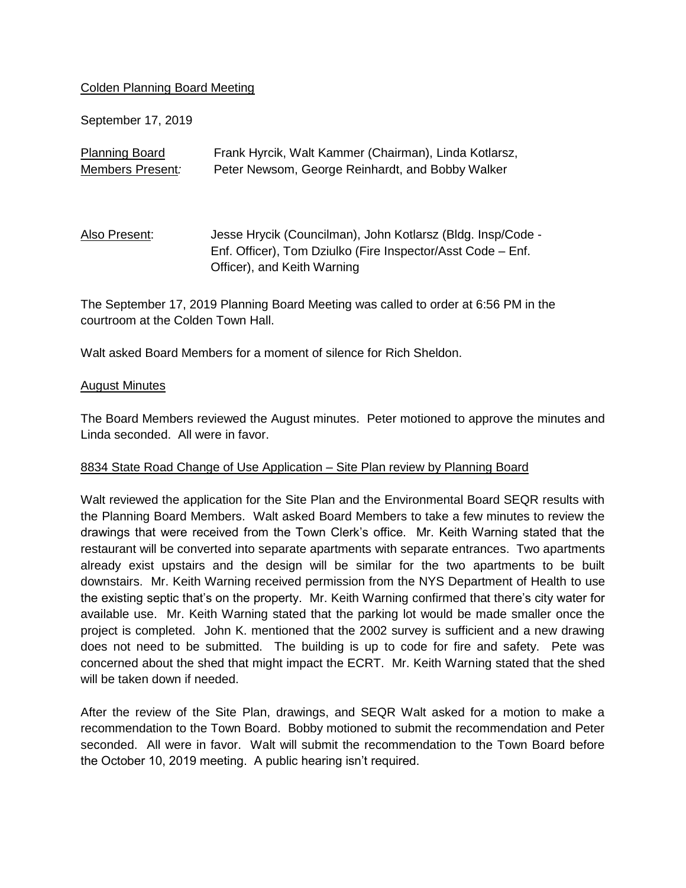Colden Planning Board Meeting

September 17, 2019

| Planning Board Members Present: | Frank Hyrcik, Walt Kammer (Chairman), Linda Kotlarsz, Peter Newsom, George Reinhardt, and Bobby Walker |
|---|---|

| Also Present: | Jesse Hrycik (Councilman), John Kotlarsz (Bldg. Insp/Code - Enf. Officer), Tom Dziulko (Fire Inspector/Asst Code – Enf. Officer), and Keith Warning |
|---|---|

The September 17, 2019 Planning Board Meeting was called to order at 6:56 PM in the courtroom at the Colden Town Hall.

Walt asked Board Members for a moment of silence for Rich Sheldon.

## August Minutes

The Board Members reviewed the August minutes. Peter motioned to approve the minutes and Linda seconded. All were in favor.

## 8834 State Road Change of Use Application – Site Plan review by Planning Board

Walt reviewed the application for the Site Plan and the Environmental Board SEQR results with the Planning Board Members. Walt asked Board Members to take a few minutes to review the drawings that were received from the Town Clerk's office. Mr. Keith Warning stated that the restaurant will be converted into separate apartments with separate entrances. Two apartments already exist upstairs and the design will be similar for the two apartments to be built downstairs. Mr. Keith Warning received permission from the NYS Department of Health to use the existing septic that's on the property. Mr. Keith Warning confirmed that there's city water for available use. Mr. Keith Warning stated that the parking lot would be made smaller once the project is completed. John K. mentioned that the 2002 survey is sufficient and a new drawing does not need to be submitted. The building is up to code for fire and safety. Pete was concerned about the shed that might impact the ECRT. Mr. Keith Warning stated that the shed will be taken down if needed.

After the review of the Site Plan, drawings, and SEQR Walt asked for a motion to make a recommendation to the Town Board. Bobby motioned to submit the recommendation and Peter seconded. All were in favor. Walt will submit the recommendation to the Town Board before the October 10, 2019 meeting. A public hearing isn't required.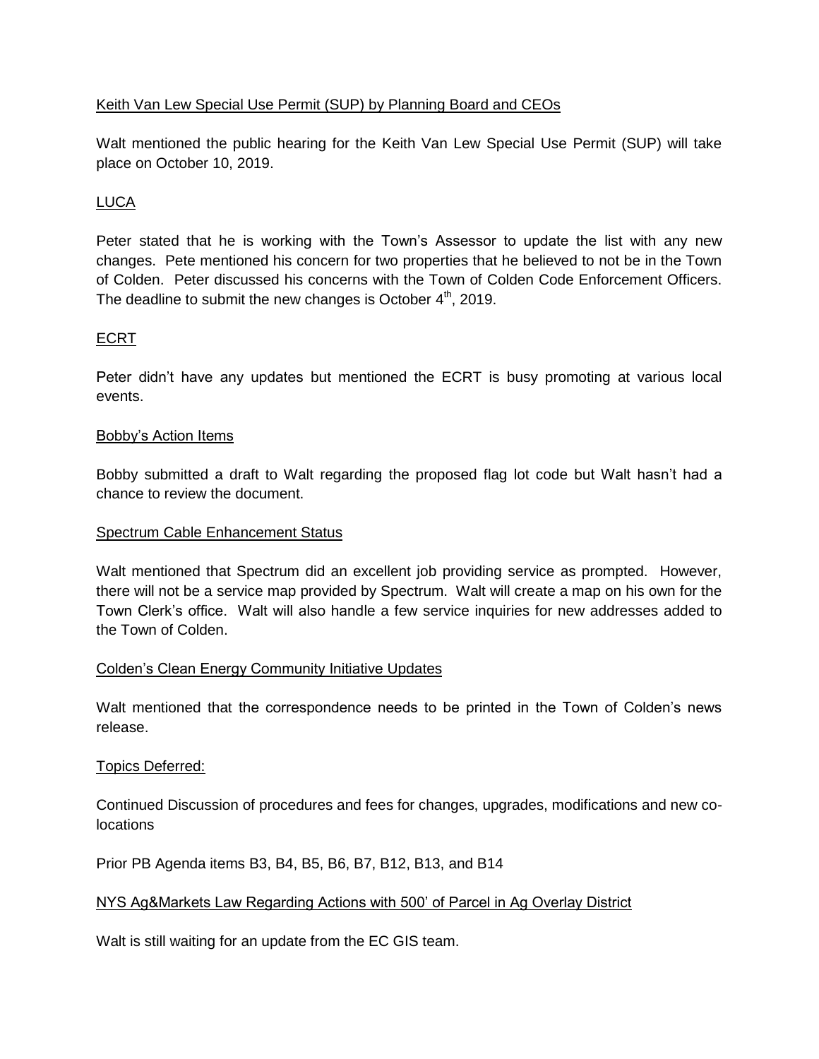Keith Van Lew Special Use Permit (SUP) by Planning Board and CEOs

Walt mentioned the public hearing for the Keith Van Lew Special Use Permit (SUP) will take place on October 10, 2019.

LUCA

Peter stated that he is working with the Town's Assessor to update the list with any new changes. Pete mentioned his concern for two properties that he believed to not be in the Town of Colden. Peter discussed his concerns with the Town of Colden Code Enforcement Officers. The deadline to submit the new changes is October 4th, 2019.

ECRT

Peter didn't have any updates but mentioned the ECRT is busy promoting at various local events.

Bobby's Action Items

Bobby submitted a draft to Walt regarding the proposed flag lot code but Walt hasn't had a chance to review the document.

Spectrum Cable Enhancement Status

Walt mentioned that Spectrum did an excellent job providing service as prompted. However, there will not be a service map provided by Spectrum. Walt will create a map on his own for the Town Clerk's office. Walt will also handle a few service inquiries for new addresses added to the Town of Colden.

Colden's Clean Energy Community Initiative Updates

Walt mentioned that the correspondence needs to be printed in the Town of Colden's news release.

Topics Deferred:

Continued Discussion of procedures and fees for changes, upgrades, modifications and new co-locations

Prior PB Agenda items B3, B4, B5, B6, B7, B12, B13, and B14

NYS Ag&Markets Law Regarding Actions with 500' of Parcel in Ag Overlay District

Walt is still waiting for an update from the EC GIS team.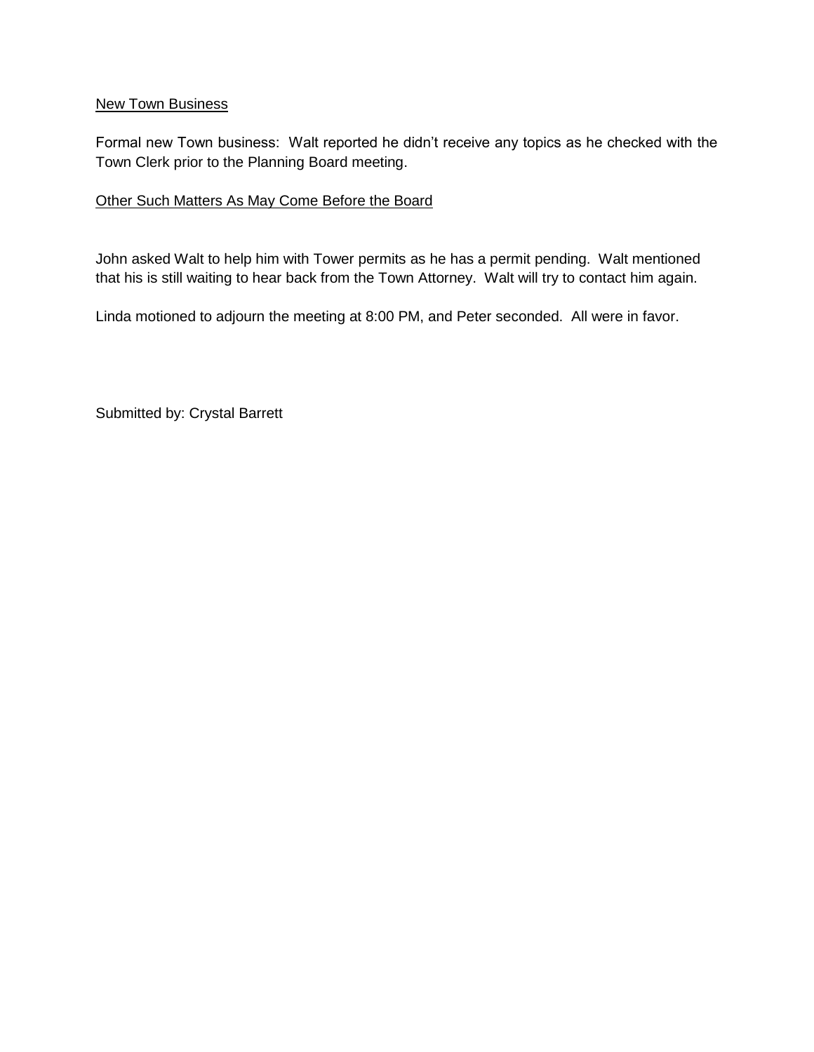## New Town Business

Formal new Town business: Walt reported he didn't receive any topics as he checked with the Town Clerk prior to the Planning Board meeting.

## Other Such Matters As May Come Before the Board

John asked Walt to help him with Tower permits as he has a permit pending. Walt mentioned that his is still waiting to hear back from the Town Attorney. Walt will try to contact him again.

Linda motioned to adjourn the meeting at 8:00 PM, and Peter seconded. All were in favor.

Submitted by: Crystal Barrett